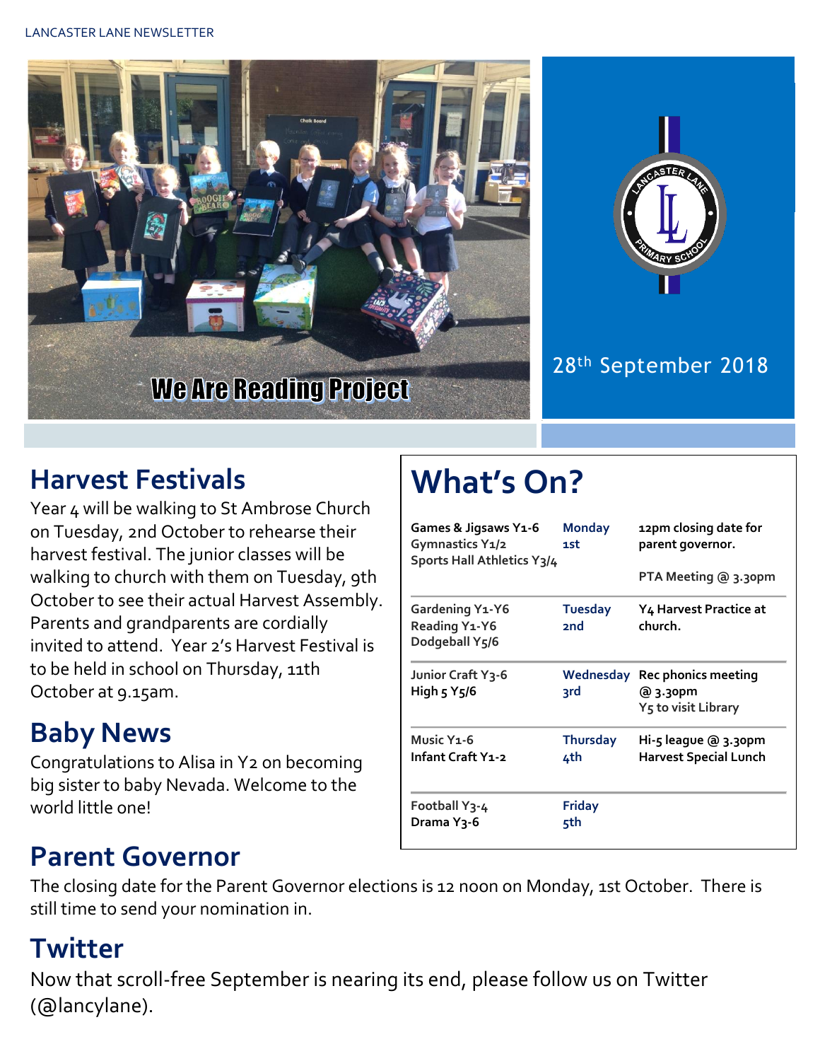We Are Reading Project

28th September 2018

## Harvest Festivals

Year 4 will be walking to St Ambrose Church on Tuesday, 2nd October to rehearse their harvest festival. The junior classes will be walking to church with them on Tuesday, 9th October to see their actual Harvest Assembly. Parents and grandparents are cordially invited to attend. Year 2's Harvest Festival is to be held in school on Thursday, 11th October at 9.15am.

## Baby News

Congratulations to Alisa in Y2 on becoming big sister to baby Nevada. Welcome to the world little one!

## Parent Governor

The closing date for the Parent Governor elections is 12 noon on Monday, 1st October. There is still time to send your nomination in.

## Twitter

Now that scroll-free September is nearing its end, please follow us on Twitter (@lancylane).

## What's On?

| | | |
|---|---|---|
| **Games & Jigsaws Y1-6**<br>**Gymnastics Y1/2**<br>**Sports Hall Athletics Y3/4** | **Monday 1st** | **12pm closing date for parent governor.**<br>**PTA Meeting @ 3.30pm** |
| **Gardening Y1-Y6**<br>**Reading Y1-Y6**<br>**Dodgeball Y5/6** | **Tuesday 2nd** | **Y4 Harvest Practice at church.** |
| **Junior Craft Y3-6**<br>**High 5 Y5/6** | **Wednesday 3rd** | **Rec phonics meeting @ 3.30pm**<br>**Y5 to visit Library** |
| **Music Y1-6**<br>**Infant Craft Y1-2** | **Thursday 4th** | **Hi-5 league @ 3.30pm**<br>**Harvest Special Lunch** |
| **Football Y3-4**<br>**Drama Y3-6** | **Friday 5th** | |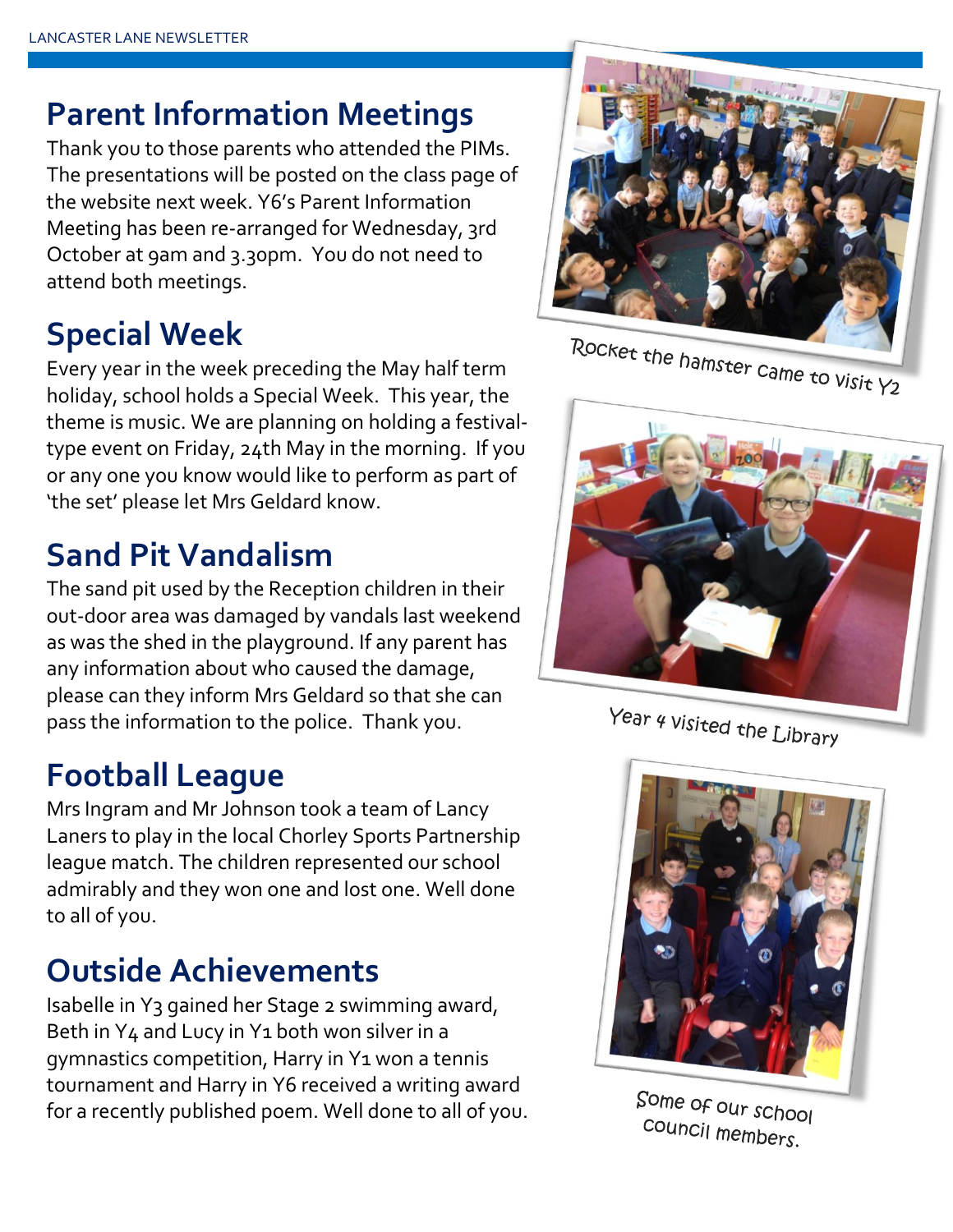## Parent Information Meetings

Thank you to those parents who attended the PIMs. The presentations will be posted on the class page of the website next week. Y6's Parent Information Meeting has been re-arranged for Wednesday, 3rd October at 9am and 3.30pm. You do not need to attend both meetings.

## Special Week

Every year in the week preceding the May half term holiday, school holds a Special Week. This year, the theme is music. We are planning on holding a festival-type event on Friday, 24th May in the morning. If you or any one you know would like to perform as part of 'the set' please let Mrs Geldard know.

## Sand Pit Vandalism

The sand pit used by the Reception children in their out-door area was damaged by vandals last weekend as was the shed in the playground. If any parent has any information about who caused the damage, please can they inform Mrs Geldard so that she can pass the information to the police. Thank you.

## Football League

Mrs Ingram and Mr Johnson took a team of Lancy Laners to play in the local Chorley Sports Partnership league match. The children represented our school admirably and they won one and lost one. Well done to all of you.

## Outside Achievements

Isabelle in Y3 gained her Stage 2 swimming award, Beth in Y4 and Lucy in Y1 both won silver in a gymnastics competition, Harry in Y1 won a tennis tournament and Harry in Y6 received a writing award for a recently published poem. Well done to all of you.

Rocket the hamster came to visit Y2

Year 4 visited the Library

Some of our school council members.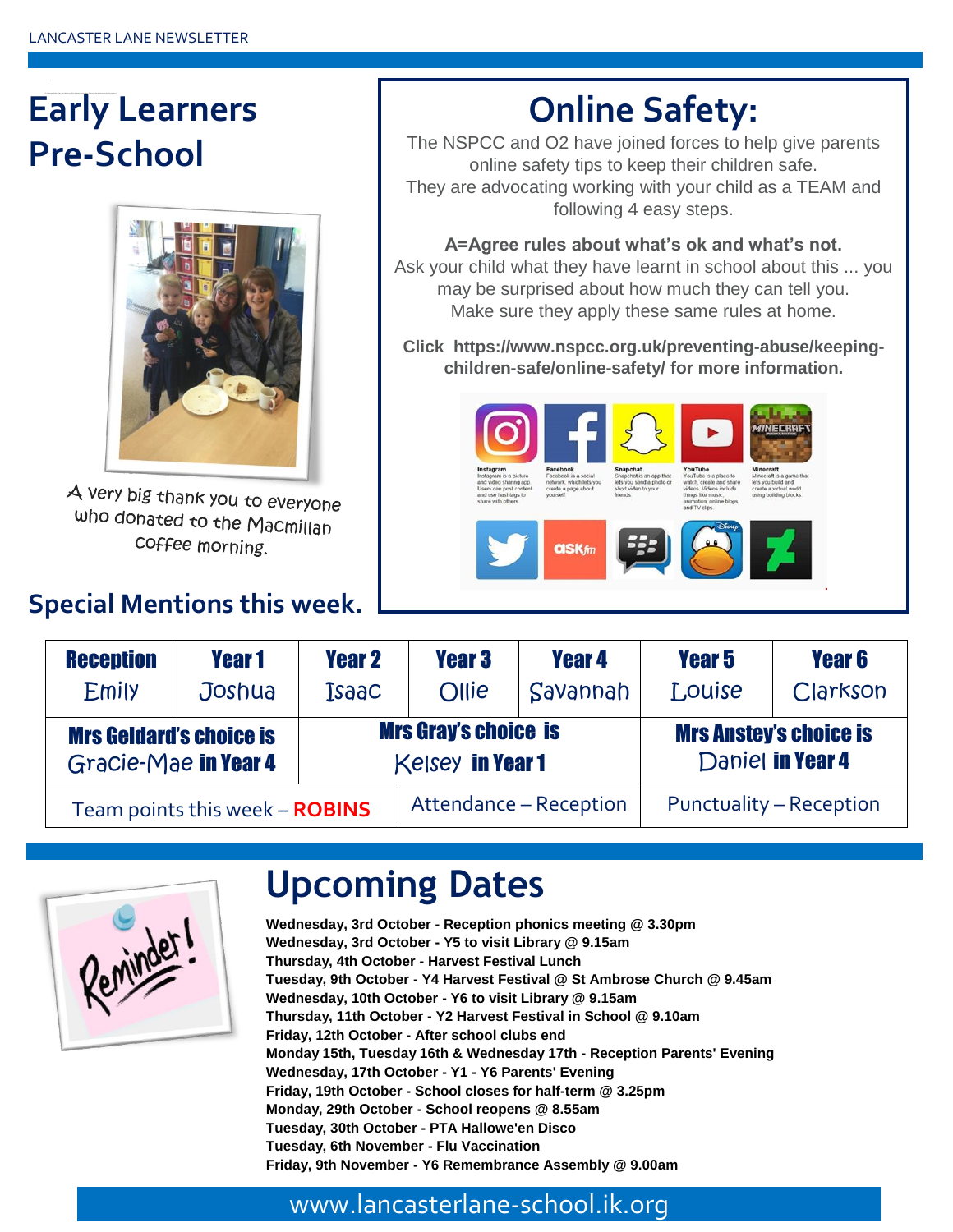# Early Learners Pre-School

A very big thank you to everyone who donated to the Macmillan coffee morning.

# Online Safety:

The NSPCC and O2 have joined forces to help give parents online safety tips to keep their children safe.
They are advocating working with your child as a TEAM and following 4 easy steps.

**A=Agree rules about what's ok and what's not.**
Ask your child what they have learnt in school about this ... you may be surprised about how much they can tell you.
Make sure they apply these same rules at home.

**Click https://www.nspcc.org.uk/preventing-abuse/keeping-children-safe/online-safety/ for more information.**

Instagram
Instagram is a picture and video sharing app. Users can post content and use hashtags to share with others.

Facebook
Facebook is a social network, which lets you create a page about yourself.

Snapchat
Snapchat is an app that lets you send a photo or short video to your friends.

YouTube
YouTube is a place to watch, create and share videos. Videos include things like music, animation, online blogs and TV clips.

Minecraft
Minecraft is a game that lets you build and create a virtual world using building blocks.

## Special Mentions this week.

| Reception | Year 1 | Year 2 | Year 3 | Year 4 | Year 5 | Year 6 |
|---|---|---|---|---|---|---|
| Emily | Joshua | Isaac | Ollie | Savannah | Louise | Clarkson |
| **Mrs Geldard's choice is** Gracie-Mae **in Year 4** | | **Mrs Gray's choice is** Kelsey **in Year 1** | | | **Mrs Anstey's choice is** Daniel **in Year 4** | |
| Team points this week – **ROBINS** | | | Attendance – Reception | | Punctuality – Reception | |

# Upcoming Dates

**Wednesday, 3rd October - Reception phonics meeting @ 3.30pm**
**Wednesday, 3rd October - Y5 to visit Library @ 9.15am**
**Thursday, 4th October - Harvest Festival Lunch**
**Tuesday, 9th October - Y4 Harvest Festival @ St Ambrose Church @ 9.45am**
**Wednesday, 10th October - Y6 to visit Library @ 9.15am**
**Thursday, 11th October - Y2 Harvest Festival in School @ 9.10am**
**Friday, 12th October - After school clubs end**
**Monday 15th, Tuesday 16th & Wednesday 17th - Reception Parents' Evening**
**Wednesday, 17th October - Y1 - Y6 Parents' Evening**
**Friday, 19th October - School closes for half-term @ 3.25pm**
**Monday, 29th October - School reopens @ 8.55am**
**Tuesday, 30th October - PTA Hallowe'en Disco**
**Tuesday, 6th November - Flu Vaccination**
**Friday, 9th November - Y6 Remembrance Assembly @ 9.00am**

www.lancasterlane-school.ik.org